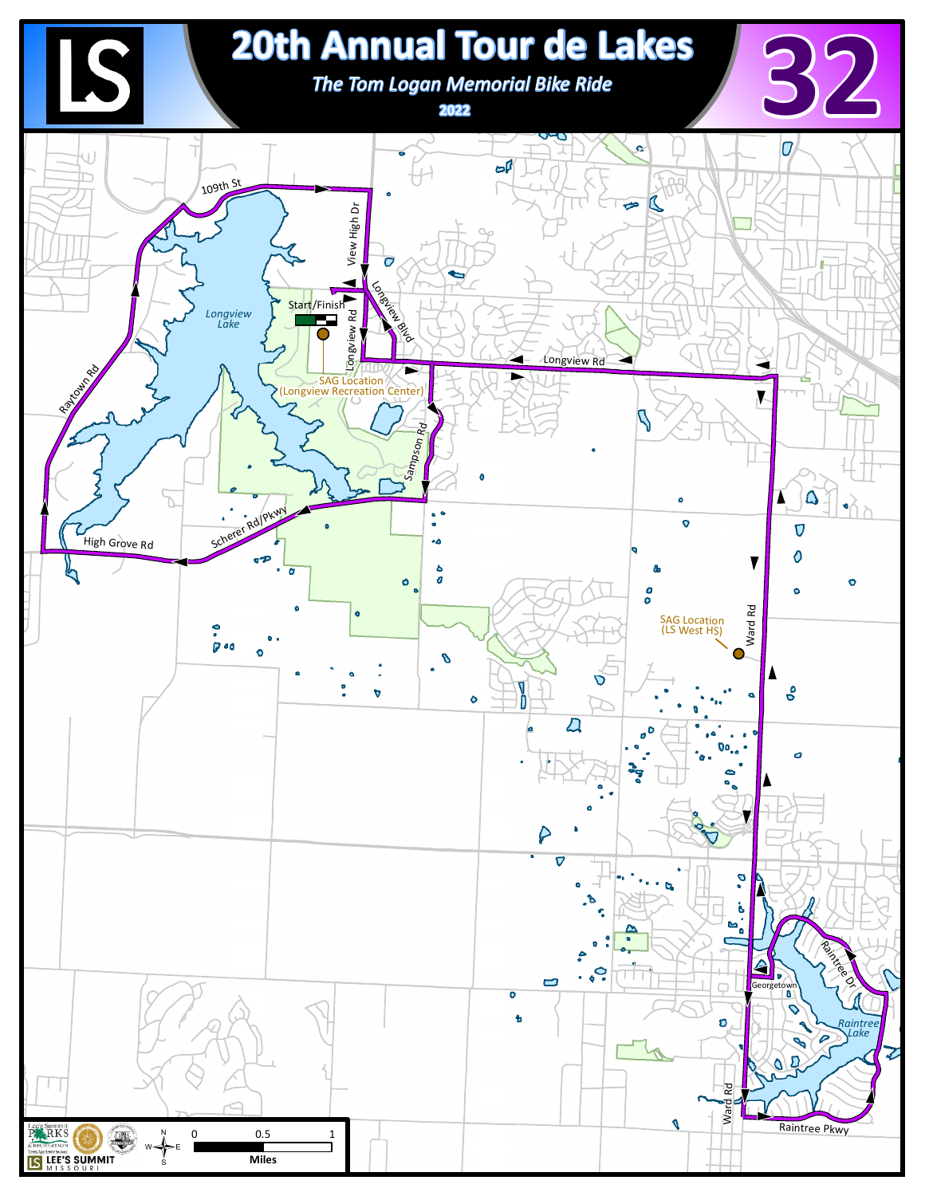# 20th Annual Tour de Lakes

*The Tom Logan Memorial Bike Ride*

**2022**

LS

32

109th St

View High Dr

Longview Blvd

Start/Finish

Longview Rd

SAG Location (Longview Recreation Center)

Longview Lake

Raytown Rd

Sampson Rd

Longview Rd

Scherer Rd/Pkwy

High Grove Rd

SAG Location (LS West HS)

Ward Rd

Raintree Dr

Georgetown

Raintree Lake

Ward Rd

Raintree Pkwy

0 0.5 1

Miles

LEE'S SUMMIT MISSOURI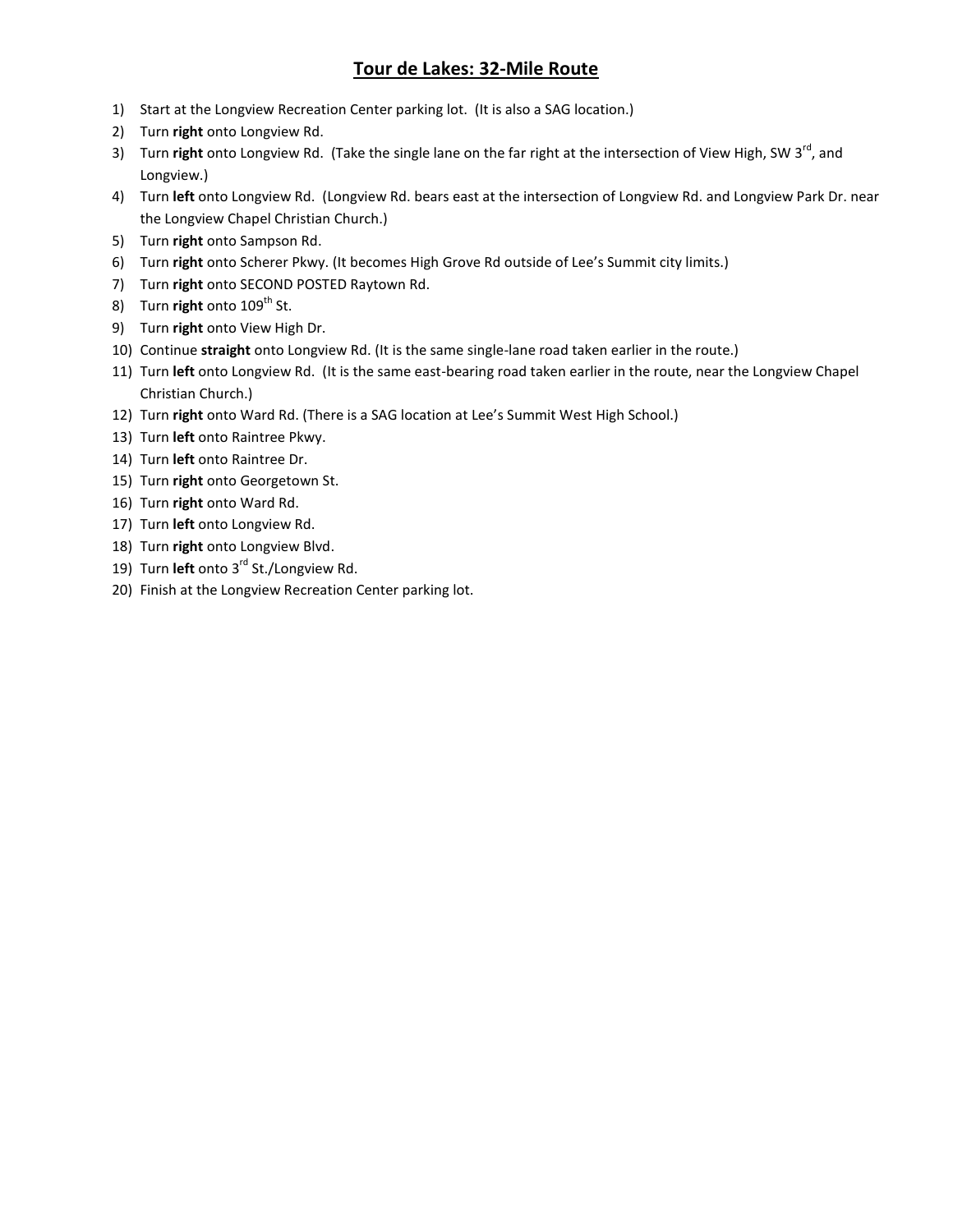# Tour de Lakes: 32-Mile Route

1) Start at the Longview Recreation Center parking lot. (It is also a SAG location.)
2) Turn **right** onto Longview Rd.
3) Turn **right** onto Longview Rd. (Take the single lane on the far right at the intersection of View High, SW 3rd, and Longview.)
4) Turn **left** onto Longview Rd. (Longview Rd. bears east at the intersection of Longview Rd. and Longview Park Dr. near the Longview Chapel Christian Church.)
5) Turn **right** onto Sampson Rd.
6) Turn **right** onto Scherer Pkwy. (It becomes High Grove Rd outside of Lee's Summit city limits.)
7) Turn **right** onto SECOND POSTED Raytown Rd.
8) Turn **right** onto 109th St.
9) Turn **right** onto View High Dr.
10) Continue **straight** onto Longview Rd. (It is the same single-lane road taken earlier in the route.)
11) Turn **left** onto Longview Rd. (It is the same east-bearing road taken earlier in the route, near the Longview Chapel Christian Church.)
12) Turn **right** onto Ward Rd. (There is a SAG location at Lee's Summit West High School.)
13) Turn **left** onto Raintree Pkwy.
14) Turn **left** onto Raintree Dr.
15) Turn **right** onto Georgetown St.
16) Turn **right** onto Ward Rd.
17) Turn **left** onto Longview Rd.
18) Turn **right** onto Longview Blvd.
19) Turn **left** onto 3rd St./Longview Rd.
20) Finish at the Longview Recreation Center parking lot.